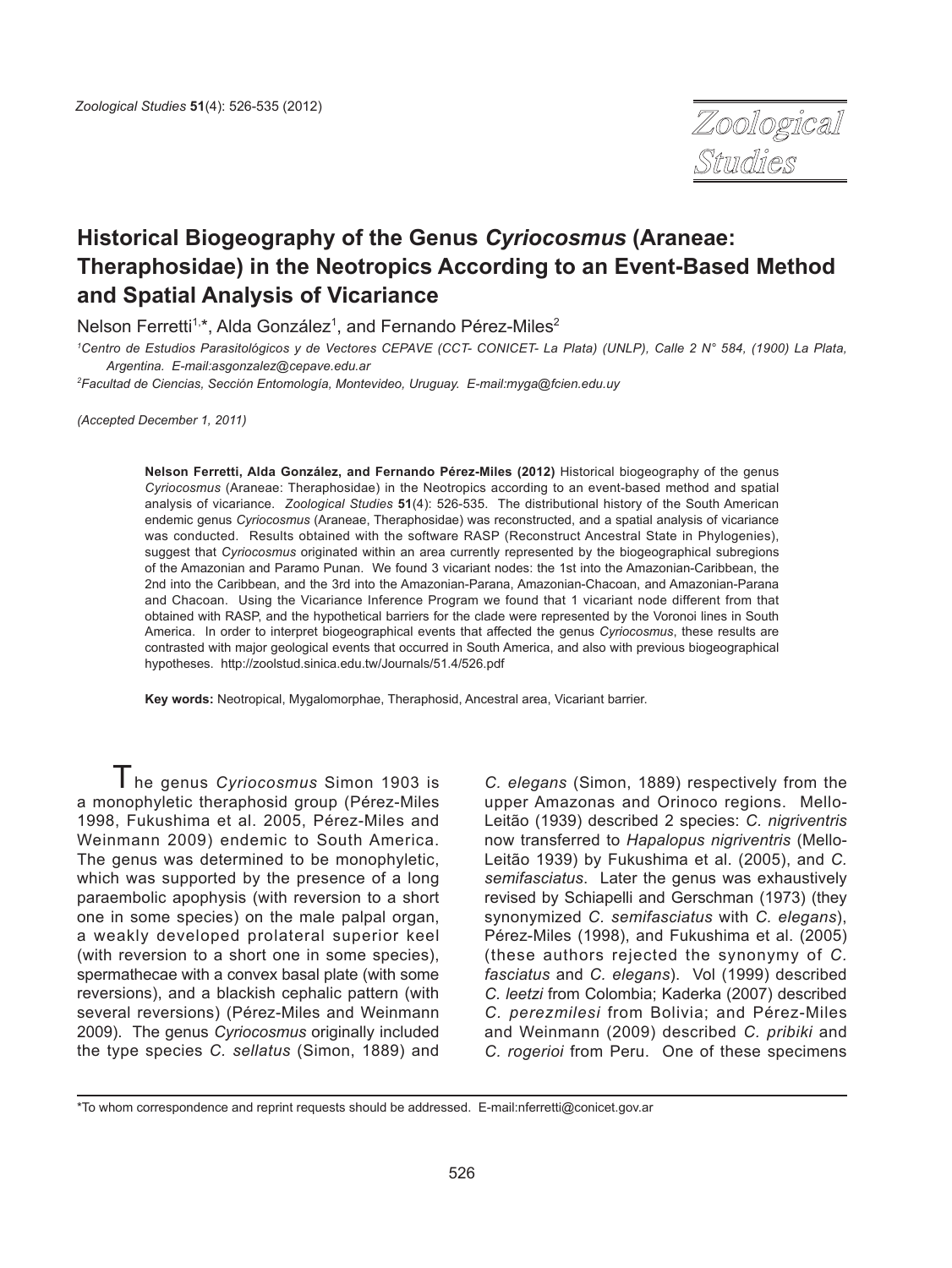# Historical Biogeography of the Genus *Cyriocosmus* (Araneae: Theraphosidae) in the Neotropics According to an Event-Based Method and Spatial Analysis of Vicariance

Nelson Ferretti[1,*], Alda González[1], and Fernando Pérez-Miles[2]

[1]*Centro de Estudios Parasitológicos y de Vectores CEPAVE (CCT- CONICET- La Plata) (UNLP), Calle 2 N° 584, (1900) La Plata, Argentina. E-mail:asgonzalez@cepave.edu.ar*

[2]*Facultad de Ciencias, Sección Entomología, Montevideo, Uruguay. E-mail:myga@fcien.edu.uy*

*(Accepted December 1, 2011)*

**Nelson Ferretti, Alda González, and Fernando Pérez-Miles (2012)** Historical biogeography of the genus *Cyriocosmus* (Araneae: Theraphosidae) in the Neotropics according to an event-based method and spatial analysis of vicariance. *Zoological Studies* **51**(4): 526-535. The distributional history of the South American endemic genus *Cyriocosmus* (Araneae, Theraphosidae) was reconstructed, and a spatial analysis of vicariance was conducted. Results obtained with the software RASP (Reconstruct Ancestral State in Phylogenies), suggest that *Cyriocosmus* originated within an area currently represented by the biogeographical subregions of the Amazonian and Paramo Punan. We found 3 vicariant nodes: the 1st into the Amazonian-Caribbean, the 2nd into the Caribbean, and the 3rd into the Amazonian-Parana, Amazonian-Chacoan, and Amazonian-Parana and Chacoan. Using the Vicariance Inference Program we found that 1 vicariant node different from that obtained with RASP, and the hypothetical barriers for the clade were represented by the Voronoi lines in South America. In order to interpret biogeographical events that affected the genus *Cyriocosmus*, these results are contrasted with major geological events that occurred in South America, and also with previous biogeographical hypotheses. http://zoolstud.sinica.edu.tw/Journals/51.4/526.pdf

**Key words:** Neotropical, Mygalomorphae, Theraphosid, Ancestral area, Vicariant barrier.

The genus *Cyriocosmus* Simon 1903 is a monophyletic theraphosid group (Pérez-Miles 1998, Fukushima et al. 2005, Pérez-Miles and Weinmann 2009) endemic to South America. The genus was determined to be monophyletic, which was supported by the presence of a long paraembolic apophysis (with reversion to a short one in some species) on the male palpal organ, a weakly developed prolateral superior keel (with reversion to a short one in some species), spermathecae with a convex basal plate (with some reversions), and a blackish cephalic pattern (with several reversions) (Pérez-Miles and Weinmann 2009). The genus *Cyriocosmus* originally included the type species *C. sellatus* (Simon, 1889) and *C. elegans* (Simon, 1889) respectively from the upper Amazonas and Orinoco regions. Mello-Leitão (1939) described 2 species: *C. nigriventris* now transferred to *Hapalopus nigriventris* (Mello-Leitão 1939) by Fukushima et al. (2005), and *C. semifasciatus*. Later the genus was exhaustively revised by Schiapelli and Gerschman (1973) (they synonymized *C. semifasciatus* with *C. elegans*), Pérez-Miles (1998), and Fukushima et al. (2005) (these authors rejected the synonymy of *C. fasciatus* and *C. elegans*). Vol (1999) described *C. leetzi* from Colombia; Kaderka (2007) described *C. perezmilesi* from Bolivia; and Pérez-Miles and Weinmann (2009) described *C. pribiki* and *C. rogerioi* from Peru. One of these specimens

*To whom correspondence and reprint requests should be addressed. E-mail:nferretti@conicet.gov.ar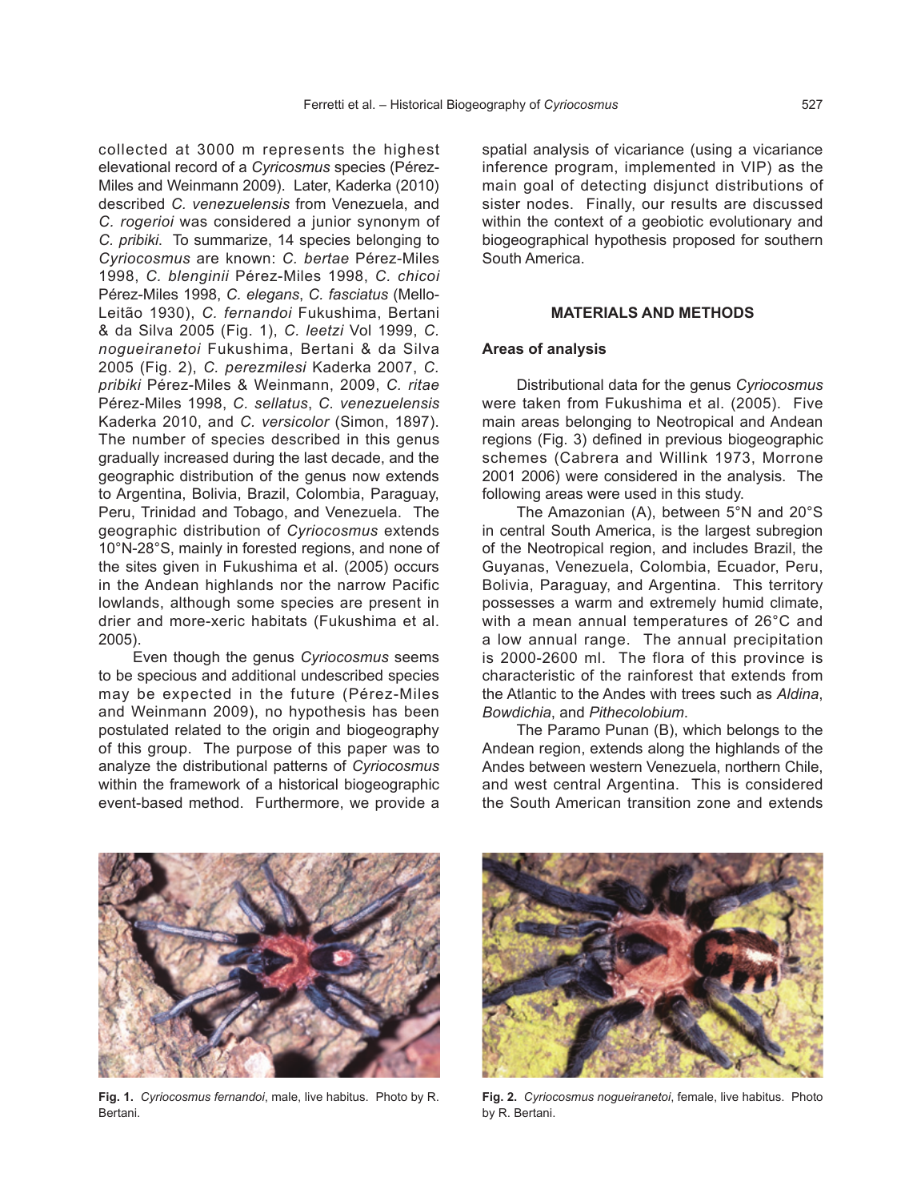collected at 3000 m represents the highest elevational record of a *Cyricosmus* species (Pérez-Miles and Weinmann 2009). Later, Kaderka (2010) described *C. venezuelensis* from Venezuela, and *C. rogerioi* was considered a junior synonym of *C. pribiki*. To summarize, 14 species belonging to *Cyriocosmus* are known: *C. bertae* Pérez-Miles 1998, *C. blenginii* Pérez-Miles 1998, *C. chicoi* Pérez-Miles 1998, *C. elegans*, *C. fasciatus* (Mello-Leitão 1930), *C. fernandoi* Fukushima, Bertani & da Silva 2005 (Fig. 1), *C. leetzi* Vol 1999, *C. nogueiranetoi* Fukushima, Bertani & da Silva 2005 (Fig. 2), *C. perezmilesi* Kaderka 2007, *C. pribiki* Pérez-Miles & Weinmann, 2009, *C. ritae* Pérez-Miles 1998, *C. sellatus*, *C. venezuelensis* Kaderka 2010, and *C. versicolor* (Simon, 1897). The number of species described in this genus gradually increased during the last decade, and the geographic distribution of the genus now extends to Argentina, Bolivia, Brazil, Colombia, Paraguay, Peru, Trinidad and Tobago, and Venezuela. The geographic distribution of *Cyriocosmus* extends 10°N-28°S, mainly in forested regions, and none of the sites given in Fukushima et al. (2005) occurs in the Andean highlands nor the narrow Pacific lowlands, although some species are present in drier and more-xeric habitats (Fukushima et al. 2005).

Even though the genus *Cyriocosmus* seems to be specious and additional undescribed species may be expected in the future (Pérez-Miles and Weinmann 2009), no hypothesis has been postulated related to the origin and biogeography of this group. The purpose of this paper was to analyze the distributional patterns of *Cyriocosmus* within the framework of a historical biogeographic event-based method. Furthermore, we provide a spatial analysis of vicariance (using a vicariance inference program, implemented in VIP) as the main goal of detecting disjunct distributions of sister nodes. Finally, our results are discussed within the context of a geobiotic evolutionary and biogeographical hypothesis proposed for southern South America.

## MATERIALS AND METHODS

### Areas of analysis

Distributional data for the genus *Cyriocosmus* were taken from Fukushima et al. (2005). Five main areas belonging to Neotropical and Andean regions (Fig. 3) defined in previous biogeographic schemes (Cabrera and Willink 1973, Morrone 2001 2006) were considered in the analysis. The following areas were used in this study.

The Amazonian (A), between 5°N and 20°S in central South America, is the largest subregion of the Neotropical region, and includes Brazil, the Guyanas, Venezuela, Colombia, Ecuador, Peru, Bolivia, Paraguay, and Argentina. This territory possesses a warm and extremely humid climate, with a mean annual temperatures of 26°C and a low annual range. The annual precipitation is 2000-2600 ml. The flora of this province is characteristic of the rainforest that extends from the Atlantic to the Andes with trees such as *Aldina*, *Bowdichia*, and *Pithecolobium*.

The Paramo Punan (B), which belongs to the Andean region, extends along the highlands of the Andes between western Venezuela, northern Chile, and west central Argentina. This is considered the South American transition zone and extends

**Fig. 1.** *Cyriocosmus fernandoi*, male, live habitus. Photo by R. Bertani.

**Fig. 2.** *Cyriocosmus nogueiranetoi*, female, live habitus. Photo by R. Bertani.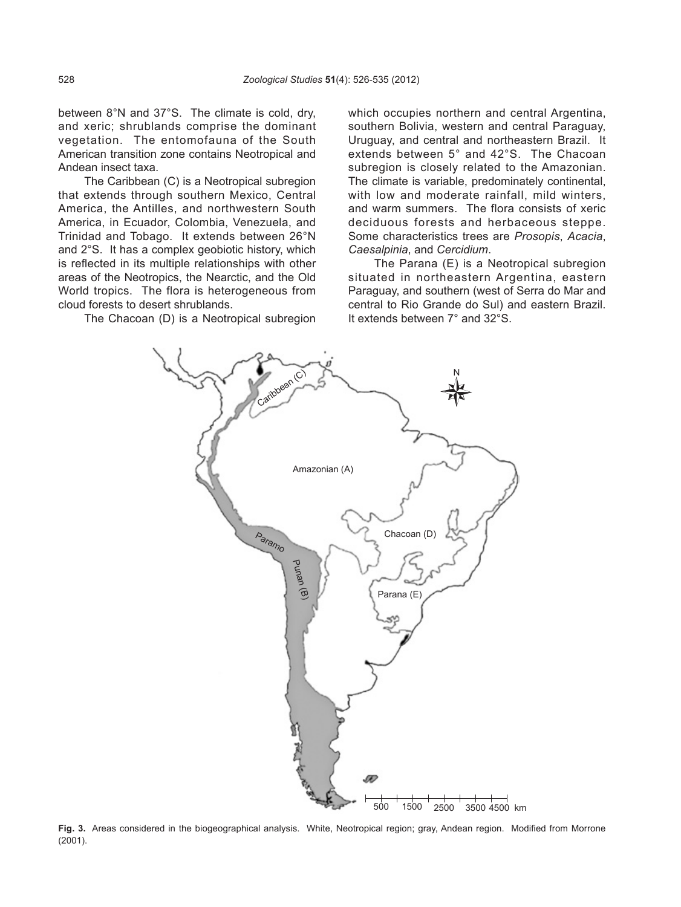between 8°N and 37°S. The climate is cold, dry, and xeric; shrublands comprise the dominant vegetation. The entomofauna of the South American transition zone contains Neotropical and Andean insect taxa.

The Caribbean (C) is a Neotropical subregion that extends through southern Mexico, Central America, the Antilles, and northwestern South America, in Ecuador, Colombia, Venezuela, and Trinidad and Tobago. It extends between 26°N and 2°S. It has a complex geobiotic history, which is reflected in its multiple relationships with other areas of the Neotropics, the Nearctic, and the Old World tropics. The flora is heterogeneous from cloud forests to desert shrublands.

The Chacoan (D) is a Neotropical subregion which occupies northern and central Argentina, southern Bolivia, western and central Paraguay, Uruguay, and central and northeastern Brazil. It extends between 5° and 42°S. The Chacoan subregion is closely related to the Amazonian. The climate is variable, predominately continental, with low and moderate rainfall, mild winters, and warm summers. The flora consists of xeric deciduous forests and herbaceous steppe. Some characteristics trees are *Prosopis*, *Acacia*, *Caesalpinia*, and *Cercidium*.

The Parana (E) is a Neotropical subregion situated in northeastern Argentina, eastern Paraguay, and southern (west of Serra do Mar and central to Rio Grande do Sul) and eastern Brazil. It extends between 7° and 32°S.

N

Caribbean (C)

Amazonian (A)

Chacoan (D)

Paramo

Punan (B)

Parana (E)

500 1500 2500 3500 4500 km

**Fig. 3.** Areas considered in the biogeographical analysis. White, Neotropical region; gray, Andean region. Modified from Morrone (2001).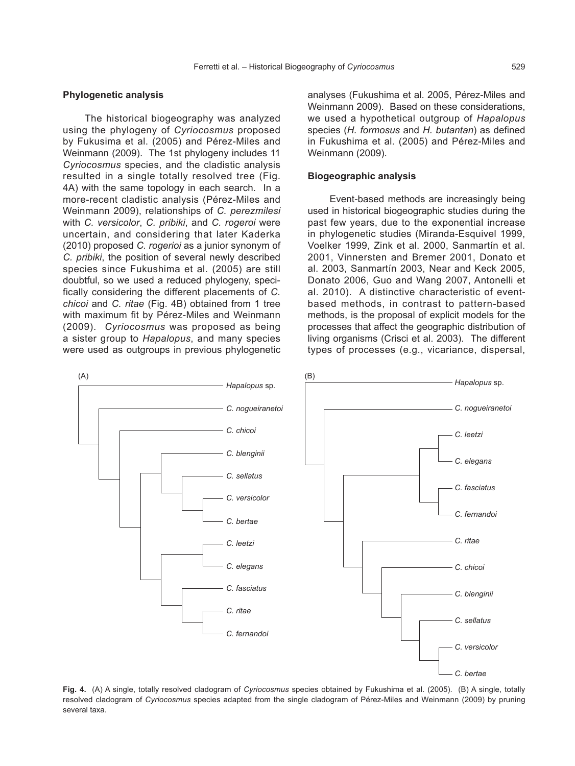## Phylogenetic analysis

The historical biogeography was analyzed using the phylogeny of *Cyriocosmus* proposed by Fukusima et al. (2005) and Pérez-Miles and Weinmann (2009). The 1st phylogeny includes 11 *Cyriocosmus* species, and the cladistic analysis resulted in a single totally resolved tree (Fig. 4A) with the same topology in each search. In a more-recent cladistic analysis (Pérez-Miles and Weinmann 2009), relationships of *C. perezmilesi* with *C. versicolor*, *C. pribiki*, and *C. rogeroi* were uncertain, and considering that later Kaderka (2010) proposed *C. rogerioi* as a junior synonym of *C. pribiki*, the position of several newly described species since Fukushima et al. (2005) are still doubtful, so we used a reduced phylogeny, specifically considering the different placements of *C. chicoi* and *C. ritae* (Fig. 4B) obtained from 1 tree with maximum fit by Pérez-Miles and Weinmann (2009). *Cyriocosmus* was proposed as being a sister group to *Hapalopus*, and many species were used as outgroups in previous phylogenetic analyses (Fukushima et al. 2005, Pérez-Miles and Weinmann 2009). Based on these considerations, we used a hypothetical outgroup of *Hapalopus* species (*H. formosus* and *H. butantan*) as defined in Fukushima et al. (2005) and Pérez-Miles and Weinmann (2009).

## Biogeographic analysis

Event-based methods are increasingly being used in historical biogeographic studies during the past few years, due to the exponential increase in phylogenetic studies (Miranda-Esquivel 1999, Voelker 1999, Zink et al. 2000, Sanmartín et al. 2001, Vinnersten and Bremer 2001, Donato et al. 2003, Sanmartín 2003, Near and Keck 2005, Donato 2006, Guo and Wang 2007, Antonelli et al. 2010). A distinctive characteristic of event-based methods, in contrast to pattern-based methods, is the proposal of explicit models for the processes that affect the geographic distribution of living organisms (Crisci et al. 2003). The different types of processes (e.g., vicariance, dispersal,

**Fig. 4.** (A) A single, totally resolved cladogram of *Cyriocosmus* species obtained by Fukushima et al. (2005). (B) A single, totally resolved cladogram of *Cyriocosmus* species adapted from the single cladogram of Pérez-Miles and Weinmann (2009) by pruning several taxa.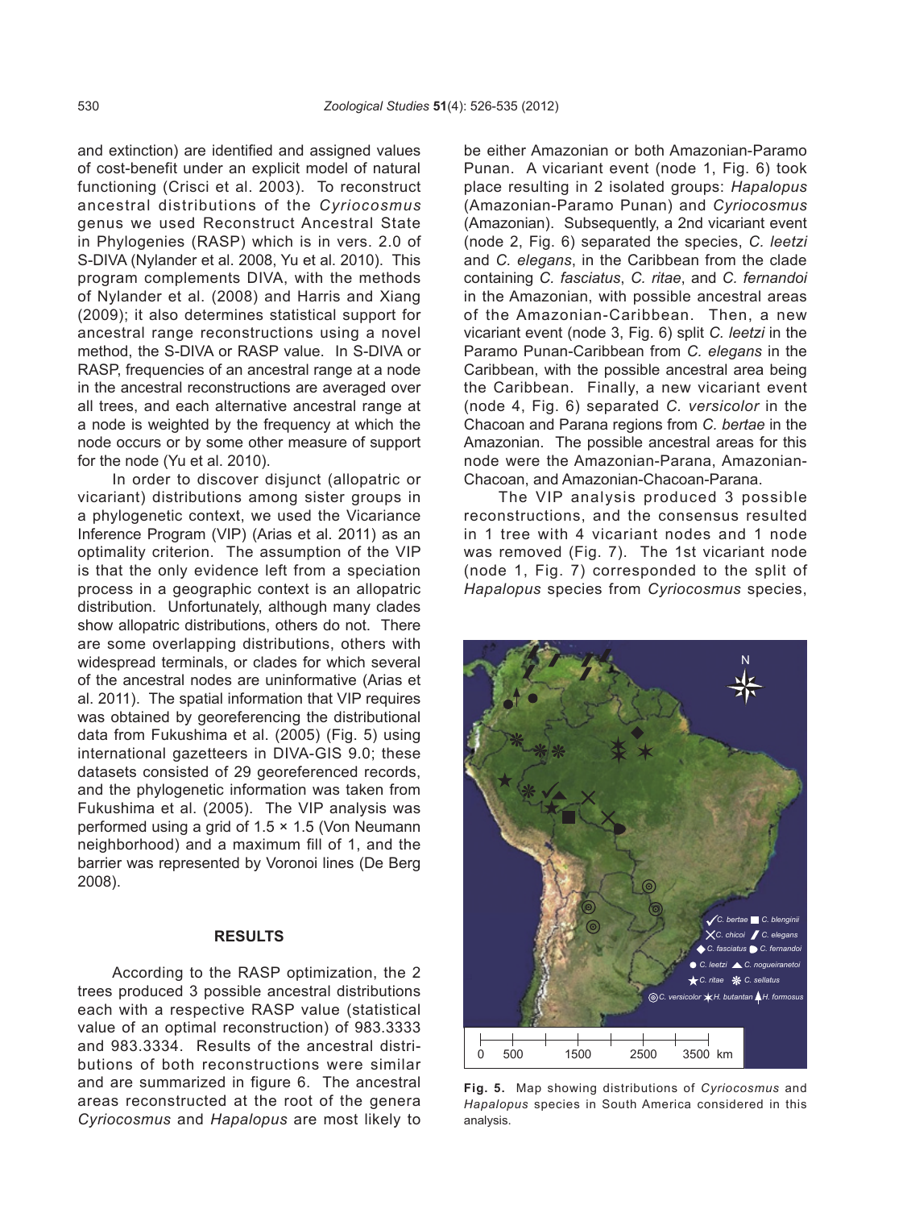and extinction) are identified and assigned values of cost-benefit under an explicit model of natural functioning (Crisci et al. 2003). To reconstruct ancestral distributions of the *Cyriocosmus* genus we used Reconstruct Ancestral State in Phylogenies (RASP) which is in vers. 2.0 of S-DIVA (Nylander et al. 2008, Yu et al. 2010). This program complements DIVA, with the methods of Nylander et al. (2008) and Harris and Xiang (2009); it also determines statistical support for ancestral range reconstructions using a novel method, the S-DIVA or RASP value. In S-DIVA or RASP, frequencies of an ancestral range at a node in the ancestral reconstructions are averaged over all trees, and each alternative ancestral range at a node is weighted by the frequency at which the node occurs or by some other measure of support for the node (Yu et al. 2010).

In order to discover disjunct (allopatric or vicariant) distributions among sister groups in a phylogenetic context, we used the Vicariance Inference Program (VIP) (Arias et al. 2011) as an optimality criterion. The assumption of the VIP is that the only evidence left from a speciation process in a geographic context is an allopatric distribution. Unfortunately, although many clades show allopatric distributions, others do not. There are some overlapping distributions, others with widespread terminals, or clades for which several of the ancestral nodes are uninformative (Arias et al. 2011). The spatial information that VIP requires was obtained by georeferencing the distributional data from Fukushima et al. (2005) (Fig. 5) using international gazetteers in DIVA-GIS 9.0; these datasets consisted of 29 georeferenced records, and the phylogenetic information was taken from Fukushima et al. (2005). The VIP analysis was performed using a grid of 1.5 × 1.5 (Von Neumann neighborhood) and a maximum fill of 1, and the barrier was represented by Voronoi lines (De Berg 2008).

## RESULTS

According to the RASP optimization, the 2 trees produced 3 possible ancestral distributions each with a respective RASP value (statistical value of an optimal reconstruction) of 983.3333 and 983.3334. Results of the ancestral distributions of both reconstructions were similar and are summarized in figure 6. The ancestral areas reconstructed at the root of the genera *Cyriocosmus* and *Hapalopus* are most likely to be either Amazonian or both Amazonian-Paramo Punan. A vicariant event (node 1, Fig. 6) took place resulting in 2 isolated groups: *Hapalopus* (Amazonian-Paramo Punan) and *Cyriocosmus* (Amazonian). Subsequently, a 2nd vicariant event (node 2, Fig. 6) separated the species, *C. leetzi* and *C. elegans*, in the Caribbean from the clade containing *C. fasciatus*, *C. ritae*, and *C. fernandoi* in the Amazonian, with possible ancestral areas of the Amazonian-Caribbean. Then, a new vicariant event (node 3, Fig. 6) split *C. leetzi* in the Paramo Punan-Caribbean from *C. elegans* in the Caribbean, with the possible ancestral area being the Caribbean. Finally, a new vicariant event (node 4, Fig. 6) separated *C. versicolor* in the Chacoan and Parana regions from *C. bertae* in the Amazonian. The possible ancestral areas for this node were the Amazonian-Parana, Amazonian-Chacoan, and Amazonian-Chacoan-Parana.

The VIP analysis produced 3 possible reconstructions, and the consensus resulted in 1 tree with 4 vicariant nodes and 1 node was removed (Fig. 7). The 1st vicariant node (node 1, Fig. 7) corresponded to the split of *Hapalopus* species from *Cyriocosmus* species,

N

C. bertae
C. blenginii
C. chicoi
C. elegans
C. fasciatus
C. fernandoi
C. leetzi
C. nogueiranetoi
C. ritae
C. sellatus
C. versicolor
H. butantan
H. formosus

0 500 1500 2500 3500 km

**Fig. 5.** Map showing distributions of *Cyriocosmus* and *Hapalopus* species in South America considered in this analysis.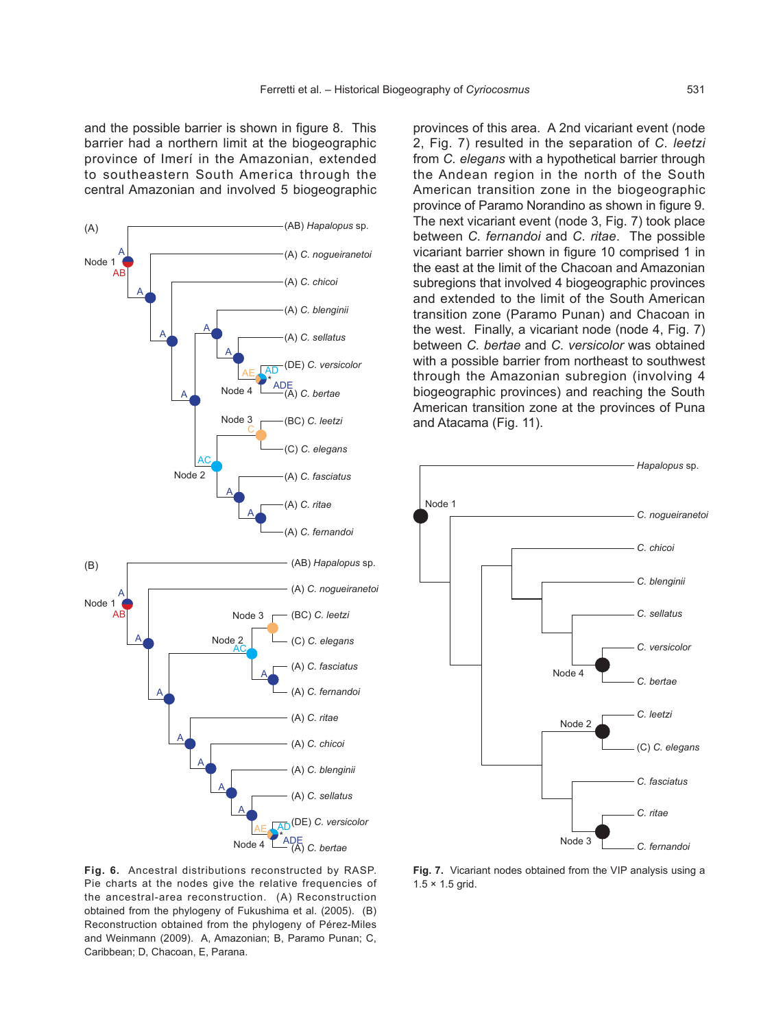and the possible barrier is shown in figure 8. This barrier had a northern limit at the biogeographic province of Imerí in the Amazonian, extended to southeastern South America through the central Amazonian and involved 5 biogeographic provinces of this area. A 2nd vicariant event (node 2, Fig. 7) resulted in the separation of *C. leetzi* from *C. elegans* with a hypothetical barrier through the Andean region in the north of the South American transition zone in the biogeographic province of Paramo Norandino as shown in figure 9. The next vicariant event (node 3, Fig. 7) took place between *C. fernandoi* and *C. ritae*. The possible vicariant barrier shown in figure 10 comprised 1 in the east at the limit of the Chacoan and Amazonian subregions that involved 4 biogeographic provinces and extended to the limit of the South American transition zone (Paramo Punan) and Chacoan in the west. Finally, a vicariant node (node 4, Fig. 7) between *C. bertae* and *C. versicolor* was obtained with a possible barrier from northeast to southwest through the Amazonian subregion (involving 4 biogeographic provinces) and reaching the South American transition zone at the provinces of Puna and Atacama (Fig. 11).

(A)

(AB) *Hapalopus* sp.
(A) *C. nogueiranetoi*
(A) *C. chicoi*
(A) *C. blenginii*
(A) *C. sellatus*
(DE) *C. versicolor*
(A) *C. bertae*
(BC) *C. leetzi*
(C) *C. elegans*
(A) *C. fasciatus*
(A) *C. ritae*
(A) *C. fernandoi*
Node 1, Node 2, Node 3, Node 4
A, AB, AC, C, AE, AD, ADE, *

(B)

(AB) *Hapalopus* sp.
(A) *C. nogueiranetoi*
(BC) *C. leetzi*
(C) *C. elegans*
(A) *C. fasciatus*
(A) *C. fernandoi*
(A) *C. ritae*
(A) *C. chicoi*
(A) *C. blenginii*
(A) *C. sellatus*
(DE) *C. versicolor*
(A) *C. bertae*
Node 1, Node 2, Node 3, Node 4
A, AB, AC, AE, AD, ADE, *

**Fig. 6.** Ancestral distributions reconstructed by RASP. Pie charts at the nodes give the relative frequencies of the ancestral-area reconstruction. (A) Reconstruction obtained from the phylogeny of Fukushima et al. (2005). (B) Reconstruction obtained from the phylogeny of Pérez-Miles and Weinmann (2009). A, Amazonian; B, Paramo Punan; C, Caribbean; D, Chacoan, E, Parana.

*Hapalopus* sp.
*C. nogueiranetoi*
*C. chicoi*
*C. blenginii*
*C. sellatus*
*C. versicolor*
*C. bertae*
*C. leetzi*
(C) *C. elegans*
*C. fasciatus*
*C. ritae*
*C. fernandoi*
Node 1, Node 2, Node 3, Node 4

**Fig. 7.** Vicariant nodes obtained from the VIP analysis using a 1.5 × 1.5 grid.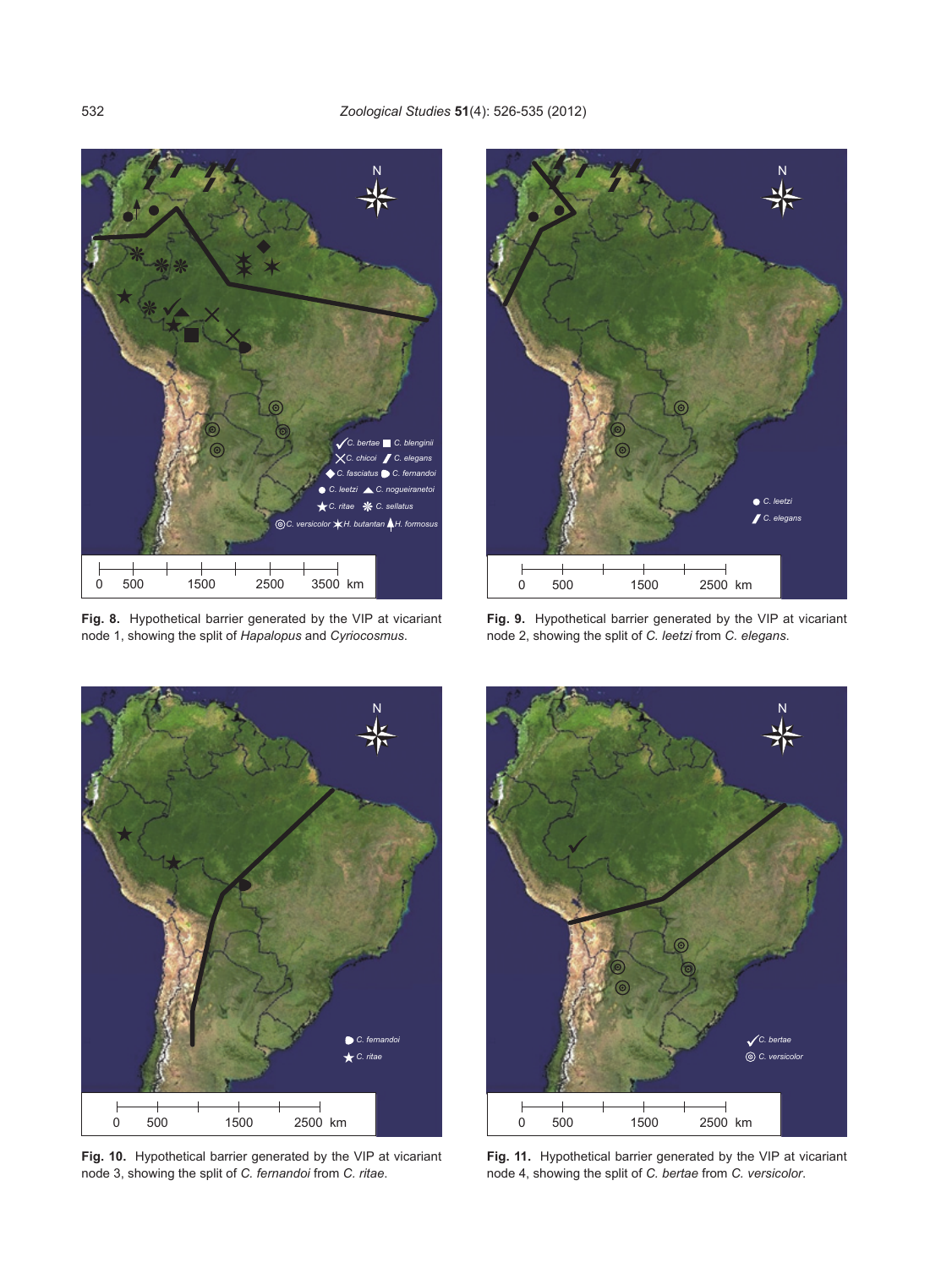C. bertae
C. blenginii
C. chicoi
C. elegans
C. fasciatus
C. fernandoi
C. leetzi
C. nogueiranetoi
C. ritae
C. sellatus
C. versicolor
H. butantan
H. formosus

N

0 500 1500 2500 3500 km

**Fig. 8.** Hypothetical barrier generated by the VIP at vicariant node 1, showing the split of *Hapalopus* and *Cyriocosmus*.

C. leetzi
C. elegans

N

0 500 1500 2500 km

**Fig. 9.** Hypothetical barrier generated by the VIP at vicariant node 2, showing the split of *C. leetzi* from *C. elegans*.

C. fernandoi
C. ritae

N

0 500 1500 2500 km

**Fig. 10.** Hypothetical barrier generated by the VIP at vicariant node 3, showing the split of *C. fernandoi* from *C. ritae*.

C. bertae
C. versicolor

N

0 500 1500 2500 km

**Fig. 11.** Hypothetical barrier generated by the VIP at vicariant node 4, showing the split of *C. bertae* from *C. versicolor*.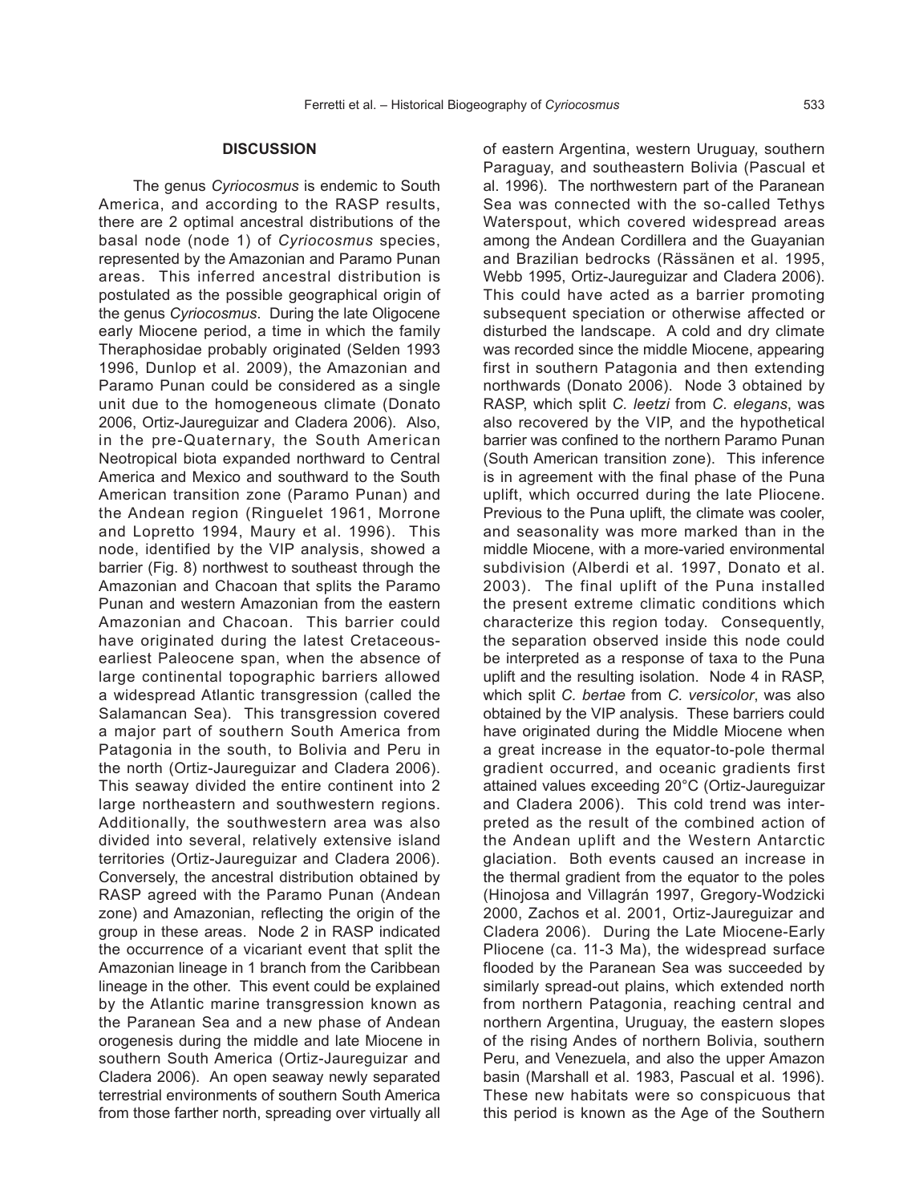## DISCUSSION

The genus *Cyriocosmus* is endemic to South America, and according to the RASP results, there are 2 optimal ancestral distributions of the basal node (node 1) of *Cyriocosmus* species, represented by the Amazonian and Paramo Punan areas. This inferred ancestral distribution is postulated as the possible geographical origin of the genus *Cyriocosmus*. During the late Oligocene early Miocene period, a time in which the family Theraphosidae probably originated (Selden 1993 1996, Dunlop et al. 2009), the Amazonian and Paramo Punan could be considered as a single unit due to the homogeneous climate (Donato 2006, Ortiz-Jaureguizar and Cladera 2006). Also, in the pre-Quaternary, the South American Neotropical biota expanded northward to Central America and Mexico and southward to the South American transition zone (Paramo Punan) and the Andean region (Ringuelet 1961, Morrone and Lopretto 1994, Maury et al. 1996). This node, identified by the VIP analysis, showed a barrier (Fig. 8) northwest to southeast through the Amazonian and Chacoan that splits the Paramo Punan and western Amazonian from the eastern Amazonian and Chacoan. This barrier could have originated during the latest Cretaceous-earliest Paleocene span, when the absence of large continental topographic barriers allowed a widespread Atlantic transgression (called the Salamancan Sea). This transgression covered a major part of southern South America from Patagonia in the south, to Bolivia and Peru in the north (Ortiz-Jaureguizar and Cladera 2006). This seaway divided the entire continent into 2 large northeastern and southwestern regions. Additionally, the southwestern area was also divided into several, relatively extensive island territories (Ortiz-Jaureguizar and Cladera 2006). Conversely, the ancestral distribution obtained by RASP agreed with the Paramo Punan (Andean zone) and Amazonian, reflecting the origin of the group in these areas. Node 2 in RASP indicated the occurrence of a vicariant event that split the Amazonian lineage in 1 branch from the Caribbean lineage in the other. This event could be explained by the Atlantic marine transgression known as the Paranean Sea and a new phase of Andean orogenesis during the middle and late Miocene in southern South America (Ortiz-Jaureguizar and Cladera 2006). An open seaway newly separated terrestrial environments of southern South America from those farther north, spreading over virtually all of eastern Argentina, western Uruguay, southern Paraguay, and southeastern Bolivia (Pascual et al. 1996). The northwestern part of the Paranean Sea was connected with the so-called Tethys Waterspout, which covered widespread areas among the Andean Cordillera and the Guayanian and Brazilian bedrocks (Rässänen et al. 1995, Webb 1995, Ortiz-Jaureguizar and Cladera 2006). This could have acted as a barrier promoting subsequent speciation or otherwise affected or disturbed the landscape. A cold and dry climate was recorded since the middle Miocene, appearing first in southern Patagonia and then extending northwards (Donato 2006). Node 3 obtained by RASP, which split *C. leetzi* from *C. elegans*, was also recovered by the VIP, and the hypothetical barrier was confined to the northern Paramo Punan (South American transition zone). This inference is in agreement with the final phase of the Puna uplift, which occurred during the late Pliocene. Previous to the Puna uplift, the climate was cooler, and seasonality was more marked than in the middle Miocene, with a more-varied environmental subdivision (Alberdi et al. 1997, Donato et al. 2003). The final uplift of the Puna installed the present extreme climatic conditions which characterize this region today. Consequently, the separation observed inside this node could be interpreted as a response of taxa to the Puna uplift and the resulting isolation. Node 4 in RASP, which split *C. bertae* from *C. versicolor*, was also obtained by the VIP analysis. These barriers could have originated during the Middle Miocene when a great increase in the equator-to-pole thermal gradient occurred, and oceanic gradients first attained values exceeding 20°C (Ortiz-Jaureguizar and Cladera 2006). This cold trend was interpreted as the result of the combined action of the Andean uplift and the Western Antarctic glaciation. Both events caused an increase in the thermal gradient from the equator to the poles (Hinojosa and Villagrán 1997, Gregory-Wodzicki 2000, Zachos et al. 2001, Ortiz-Jaureguizar and Cladera 2006). During the Late Miocene-Early Pliocene (ca. 11-3 Ma), the widespread surface flooded by the Paranean Sea was succeeded by similarly spread-out plains, which extended north from northern Patagonia, reaching central and northern Argentina, Uruguay, the eastern slopes of the rising Andes of northern Bolivia, southern Peru, and Venezuela, and also the upper Amazon basin (Marshall et al. 1983, Pascual et al. 1996). These new habitats were so conspicuous that this period is known as the Age of the Southern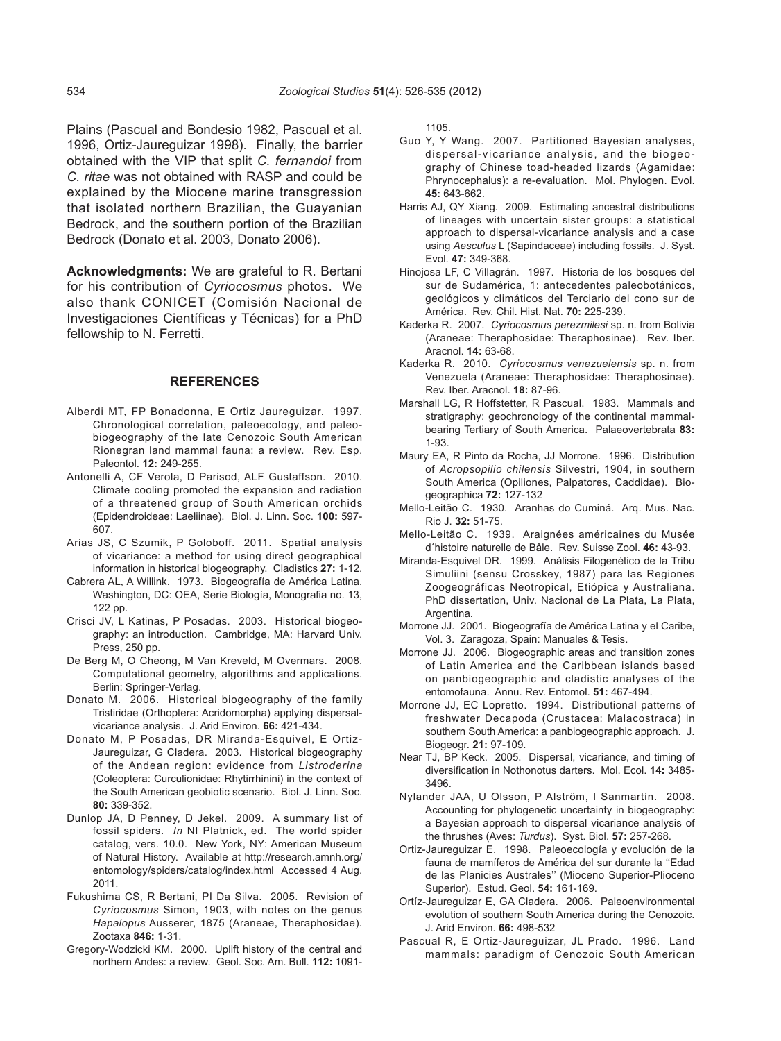Plains (Pascual and Bondesio 1982, Pascual et al. 1996, Ortiz-Jaureguizar 1998). Finally, the barrier obtained with the VIP that split *C. fernandoi* from *C. ritae* was not obtained with RASP and could be explained by the Miocene marine transgression that isolated northern Brazilian, the Guayanian Bedrock, and the southern portion of the Brazilian Bedrock (Donato et al. 2003, Donato 2006).

**Acknowledgments:** We are grateful to R. Bertani for his contribution of *Cyriocosmus* photos. We also thank CONICET (Comisión Nacional de Investigaciones Científicas y Técnicas) for a PhD fellowship to N. Ferretti.

## REFERENCES

Alberdi MT, FP Bonadonna, E Ortiz Jaureguizar. 1997. Chronological correlation, paleoecology, and paleobiogeography of the late Cenozoic South American Rionegran land mammal fauna: a review. Rev. Esp. Paleontol. **12:** 249-255.

Antonelli A, CF Verola, D Parisod, ALF Gustaffson. 2010. Climate cooling promoted the expansion and radiation of a threatened group of South American orchids (Epidendroideae: Laeliinae). Biol. J. Linn. Soc. **100:** 597-607.

Arias JS, C Szumik, P Goloboff. 2011. Spatial analysis of vicariance: a method for using direct geographical information in historical biogeography. Cladistics **27:** 1-12.

Cabrera AL, A Willink. 1973. Biogeografía de América Latina. Washington, DC: OEA, Serie Biología, Monografia no. 13, 122 pp.

Crisci JV, L Katinas, P Posadas. 2003. Historical biogeography: an introduction. Cambridge, MA: Harvard Univ. Press, 250 pp.

De Berg M, O Cheong, M Van Kreveld, M Overmars. 2008. Computational geometry, algorithms and applications. Berlin: Springer-Verlag.

Donato M. 2006. Historical biogeography of the family Tristiridae (Orthoptera: Acridomorpha) applying dispersal-vicariance analysis. J. Arid Environ. **66:** 421-434.

Donato M, P Posadas, DR Miranda-Esquivel, E Ortiz-Jaureguizar, G Cladera. 2003. Historical biogeography of the Andean region: evidence from *Listroderina* (Coleoptera: Curculionidae: Rhytirrhinini) in the context of the South American geobiotic scenario. Biol. J. Linn. Soc. **80:** 339-352.

Dunlop JA, D Penney, D Jekel. 2009. A summary list of fossil spiders. *In* NI Platnick, ed. The world spider catalog, vers. 10.0. New York, NY: American Museum of Natural History. Available at http://research.amnh.org/entomology/spiders/catalog/index.html Accessed 4 Aug. 2011.

Fukushima CS, R Bertani, PI Da Silva. 2005. Revision of *Cyriocosmus* Simon, 1903, with notes on the genus *Hapalopus* Ausserer, 1875 (Araneae, Theraphosidae). Zootaxa **846:** 1-31.

Gregory-Wodzicki KM. 2000. Uplift history of the central and northern Andes: a review. Geol. Soc. Am. Bull. **112:** 1091-1105.

Guo Y, Y Wang. 2007. Partitioned Bayesian analyses, dispersal-vicariance analysis, and the biogeography of Chinese toad-headed lizards (Agamidae: Phrynocephalus): a re-evaluation. Mol. Phylogen. Evol. **45:** 643-662.

Harris AJ, QY Xiang. 2009. Estimating ancestral distributions of lineages with uncertain sister groups: a statistical approach to dispersal-vicariance analysis and a case using *Aesculus* L (Sapindaceae) including fossils. J. Syst. Evol. **47:** 349-368.

Hinojosa LF, C Villagrán. 1997. Historia de los bosques del sur de Sudamérica, 1: antecedentes paleobotánicos, geológicos y climáticos del Terciario del cono sur de América. Rev. Chil. Hist. Nat. **70:** 225-239.

Kaderka R. 2007. *Cyriocosmus perezmilesi* sp. n. from Bolivia (Araneae: Theraphosidae: Theraphosinae). Rev. Iber. Aracnol. **14:** 63-68.

Kaderka R. 2010. *Cyriocosmus venezuelensis* sp. n. from Venezuela (Araneae: Theraphosidae: Theraphosinae). Rev. Iber. Aracnol. **18:** 87-96.

Marshall LG, R Hoffstetter, R Pascual. 1983. Mammals and stratigraphy: geochronology of the continental mammal-bearing Tertiary of South America. Palaeovertebrata **83:** 1-93.

Maury EA, R Pinto da Rocha, JJ Morrone. 1996. Distribution of *Acropsopilio chilensis* Silvestri, 1904, in southern South America (Opiliones, Palpatores, Caddidae). Biogeographica **72:** 127-132

Mello-Leitão C. 1930. Aranhas do Cuminá. Arq. Mus. Nac. Rio J. **32:** 51-75.

Mello-Leitão C. 1939. Araignées américaines du Musée d´histoire naturelle de Bâle. Rev. Suisse Zool. **46:** 43-93.

Miranda-Esquivel DR. 1999. Análisis Filogenético de la Tribu Simuliini (sensu Crosskey, 1987) para las Regiones Zoogeográficas Neotropical, Etiópica y Australiana. PhD dissertation, Univ. Nacional de La Plata, La Plata, Argentina.

Morrone JJ. 2001. Biogeografía de América Latina y el Caribe, Vol. 3. Zaragoza, Spain: Manuales & Tesis.

Morrone JJ. 2006. Biogeographic areas and transition zones of Latin America and the Caribbean islands based on panbiogeographic and cladistic analyses of the entomofauna. Annu. Rev. Entomol. **51:** 467-494.

Morrone JJ, EC Lopretto. 1994. Distributional patterns of freshwater Decapoda (Crustacea: Malacostraca) in southern South America: a panbiogeographic approach. J. Biogeogr. **21:** 97-109.

Near TJ, BP Keck. 2005. Dispersal, vicariance, and timing of diversification in Nothonotus darters. Mol. Ecol. **14:** 3485-3496.

Nylander JAA, U Olsson, P Alström, I Sanmartín. 2008. Accounting for phylogenetic uncertainty in biogeography: a Bayesian approach to dispersal vicariance analysis of the thrushes (Aves: *Turdus*). Syst. Biol. **57:** 257-268.

Ortiz-Jaureguizar E. 1998. Paleoecología y evolución de la fauna de mamíferos de América del sur durante la ''Edad de las Planicies Australes'' (Mioceno Superior-Plioceno Superior). Estud. Geol. **54:** 161-169.

Ortíz-Jaureguizar E, GA Cladera. 2006. Paleoenvironmental evolution of southern South America during the Cenozoic. J. Arid Environ. **66:** 498-532

Pascual R, E Ortiz-Jaureguizar, JL Prado. 1996. Land mammals: paradigm of Cenozoic South American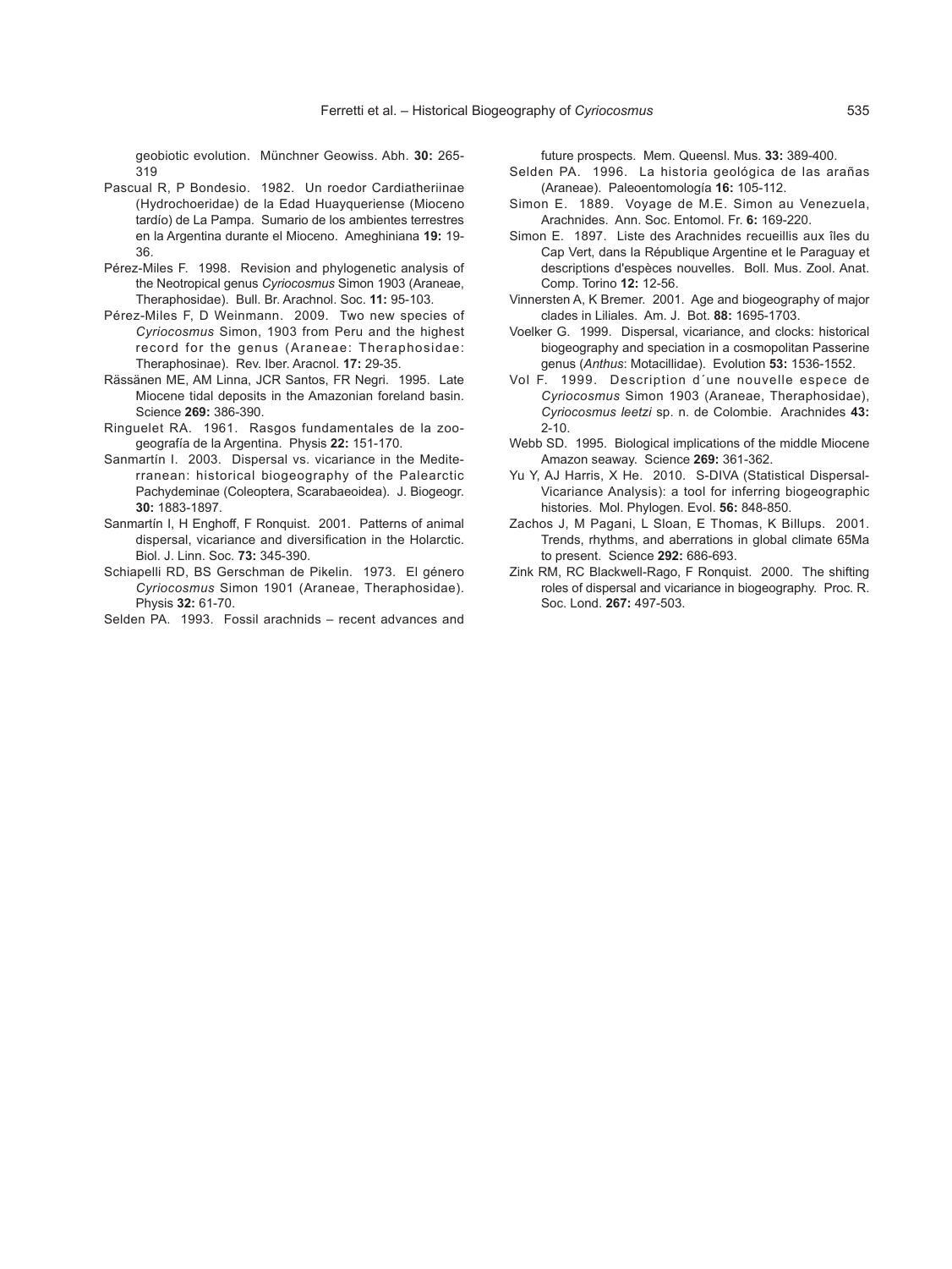geobiotic evolution. Münchner Geowiss. Abh. **30:** 265-319

Pascual R, P Bondesio. 1982. Un roedor Cardiatheriinae (Hydrochoeridae) de la Edad Huayqueriense (Mioceno tardío) de La Pampa. Sumario de los ambientes terrestres en la Argentina durante el Mioceno. Ameghiniana **19:** 19-36.

Pérez-Miles F. 1998. Revision and phylogenetic analysis of the Neotropical genus *Cyriocosmus* Simon 1903 (Araneae, Theraphosidae). Bull. Br. Arachnol. Soc. **11:** 95-103.

Pérez-Miles F, D Weinmann. 2009. Two new species of *Cyriocosmus* Simon, 1903 from Peru and the highest record for the genus (Araneae: Theraphosidae: Theraphosinae). Rev. Iber. Aracnol. **17:** 29-35.

Rässänen ME, AM Linna, JCR Santos, FR Negri. 1995. Late Miocene tidal deposits in the Amazonian foreland basin. Science **269:** 386-390.

Ringuelet RA. 1961. Rasgos fundamentales de la zoogeografía de la Argentina. Physis **22:** 151-170.

Sanmartín I. 2003. Dispersal vs. vicariance in the Mediterranean: historical biogeography of the Palearctic Pachydeminae (Coleoptera, Scarabaeoidea). J. Biogeogr. **30:** 1883-1897.

Sanmartín I, H Enghoff, F Ronquist. 2001. Patterns of animal dispersal, vicariance and diversification in the Holarctic. Biol. J. Linn. Soc. **73:** 345-390.

Schiapelli RD, BS Gerschman de Pikelin. 1973. El género *Cyriocosmus* Simon 1901 (Araneae, Theraphosidae). Physis **32:** 61-70.

Selden PA. 1993. Fossil arachnids – recent advances and future prospects. Mem. Queensl. Mus. **33:** 389-400.

Selden PA. 1996. La historia geológica de las arañas (Araneae). Paleoentomología **16:** 105-112.

Simon E. 1889. Voyage de M.E. Simon au Venezuela, Arachnides. Ann. Soc. Entomol. Fr. **6:** 169-220.

Simon E. 1897. Liste des Arachnides recueillis aux îles du Cap Vert, dans la République Argentine et le Paraguay et descriptions d'espèces nouvelles. Boll. Mus. Zool. Anat. Comp. Torino **12:** 12-56.

Vinnersten A, K Bremer. 2001. Age and biogeography of major clades in Liliales. Am. J. Bot. **88:** 1695-1703.

Voelker G. 1999. Dispersal, vicariance, and clocks: historical biogeography and speciation in a cosmopolitan Passerine genus (*Anthus*: Motacillidae). Evolution **53:** 1536-1552.

Vol F. 1999. Description d´une nouvelle espece de *Cyriocosmus* Simon 1903 (Araneae, Theraphosidae), *Cyriocosmus leetzi* sp. n. de Colombie. Arachnides **43:** 2-10.

Webb SD. 1995. Biological implications of the middle Miocene Amazon seaway. Science **269:** 361-362.

Yu Y, AJ Harris, X He. 2010. S-DIVA (Statistical Dispersal-Vicariance Analysis): a tool for inferring biogeographic histories. Mol. Phylogen. Evol. **56:** 848-850.

Zachos J, M Pagani, L Sloan, E Thomas, K Billups. 2001. Trends, rhythms, and aberrations in global climate 65Ma to present. Science **292:** 686-693.

Zink RM, RC Blackwell-Rago, F Ronquist. 2000. The shifting roles of dispersal and vicariance in biogeography. Proc. R. Soc. Lond. **267:** 497-503.